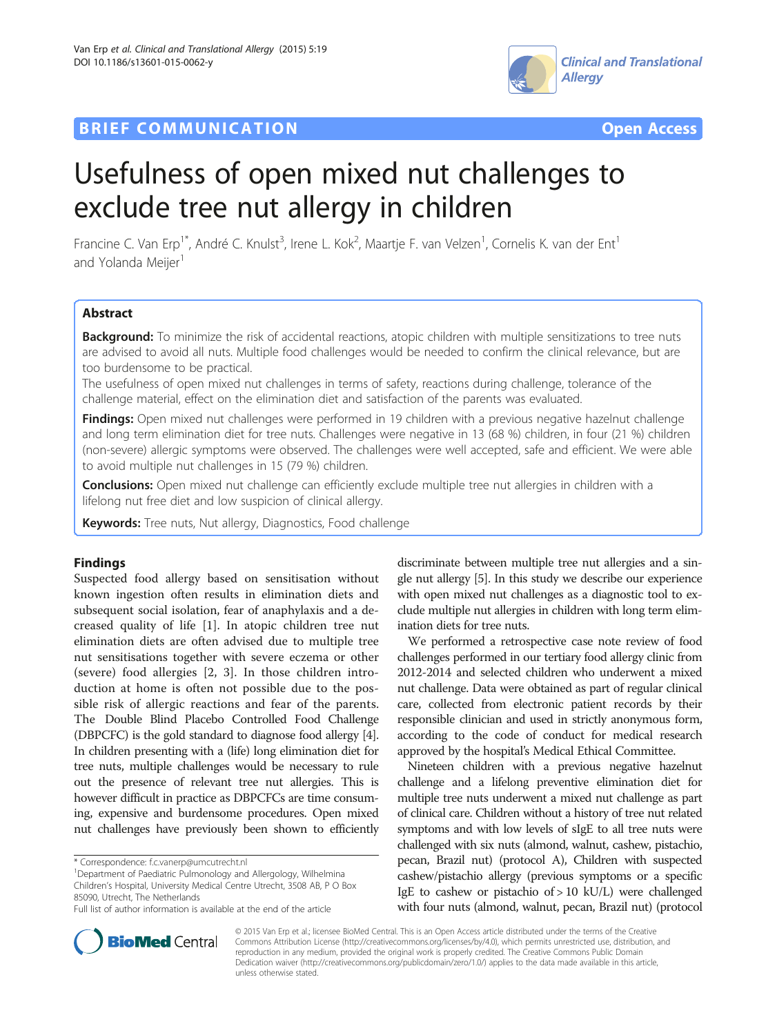BRIEF COMMUNICATION Open Access

# Usefulness of open mixed nut challenges to exclude tree nut allergy in children

Francine C. Van Erp[1*], André C. Knulst[3], Irene L. Kok[2], Maartje F. van Velzen[1], Cornelis K. van der Ent[1] and Yolanda Meijer[1]

## Abstract

**Background:** To minimize the risk of accidental reactions, atopic children with multiple sensitizations to tree nuts are advised to avoid all nuts. Multiple food challenges would be needed to confirm the clinical relevance, but are too burdensome to be practical.

The usefulness of open mixed nut challenges in terms of safety, reactions during challenge, tolerance of the challenge material, effect on the elimination diet and satisfaction of the parents was evaluated.

**Findings:** Open mixed nut challenges were performed in 19 children with a previous negative hazelnut challenge and long term elimination diet for tree nuts. Challenges were negative in 13 (68 %) children, in four (21 %) children (non-severe) allergic symptoms were observed. The challenges were well accepted, safe and efficient. We were able to avoid multiple nut challenges in 15 (79 %) children.

**Conclusions:** Open mixed nut challenge can efficiently exclude multiple tree nut allergies in children with a lifelong nut free diet and low suspicion of clinical allergy.

**Keywords:** Tree nuts, Nut allergy, Diagnostics, Food challenge

## Findings

Suspected food allergy based on sensitisation without known ingestion often results in elimination diets and subsequent social isolation, fear of anaphylaxis and a decreased quality of life [1]. In atopic children tree nut elimination diets are often advised due to multiple tree nut sensitisations together with severe eczema or other (severe) food allergies [2, 3]. In those children introduction at home is often not possible due to the possible risk of allergic reactions and fear of the parents. The Double Blind Placebo Controlled Food Challenge (DBPCFC) is the gold standard to diagnose food allergy [4]. In children presenting with a (life) long elimination diet for tree nuts, multiple challenges would be necessary to rule out the presence of relevant tree nut allergies. This is however difficult in practice as DBPCFCs are time consuming, expensive and burdensome procedures. Open mixed nut challenges have previously been shown to efficiently discriminate between multiple tree nut allergies and a single nut allergy [5]. In this study we describe our experience with open mixed nut challenges as a diagnostic tool to exclude multiple nut allergies in children with long term elimination diets for tree nuts.

We performed a retrospective case note review of food challenges performed in our tertiary food allergy clinic from 2012-2014 and selected children who underwent a mixed nut challenge. Data were obtained as part of regular clinical care, collected from electronic patient records by their responsible clinician and used in strictly anonymous form, according to the code of conduct for medical research approved by the hospital's Medical Ethical Committee.

Nineteen children with a previous negative hazelnut challenge and a lifelong preventive elimination diet for multiple tree nuts underwent a mixed nut challenge as part of clinical care. Children without a history of tree nut related symptoms and with low levels of sIgE to all tree nuts were challenged with six nuts (almond, walnut, cashew, pistachio, pecan, Brazil nut) (protocol A), Children with suspected cashew/pistachio allergy (previous symptoms or a specific IgE to cashew or pistachio of > 10 kU/L) were challenged with four nuts (almond, walnut, pecan, Brazil nut) (protocol

\* Correspondence: f.c.vanerp@umcutrecht.nl
[1]Department of Paediatric Pulmonology and Allergology, Wilhelmina Children's Hospital, University Medical Centre Utrecht, 3508 AB, P O Box 85090, Utrecht, The Netherlands
Full list of author information is available at the end of the article

© 2015 Van Erp et al.; licensee BioMed Central. This is an Open Access article distributed under the terms of the Creative Commons Attribution License (http://creativecommons.org/licenses/by/4.0), which permits unrestricted use, distribution, and reproduction in any medium, provided the original work is properly credited. The Creative Commons Public Domain Dedication waiver (http://creativecommons.org/publicdomain/zero/1.0/) applies to the data made available in this article, unless otherwise stated.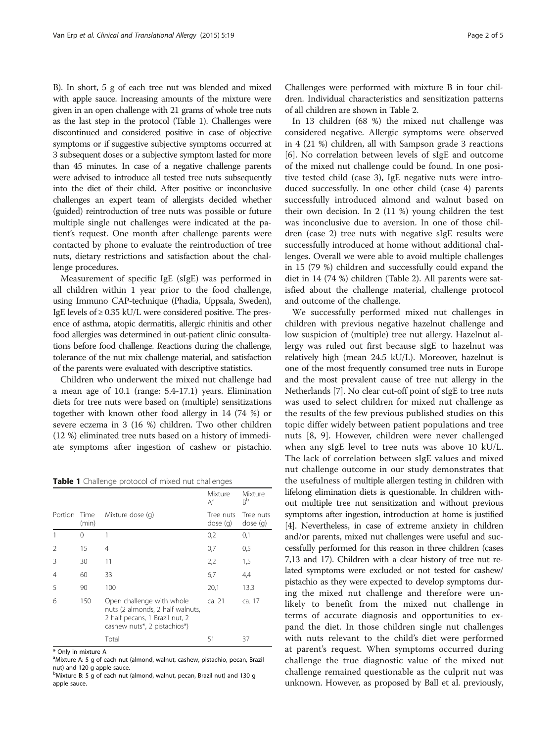B). In short, 5 g of each tree nut was blended and mixed with apple sauce. Increasing amounts of the mixture were given in an open challenge with 21 grams of whole tree nuts as the last step in the protocol (Table 1). Challenges were discontinued and considered positive in case of objective symptoms or if suggestive subjective symptoms occurred at 3 subsequent doses or a subjective symptom lasted for more than 45 minutes. In case of a negative challenge parents were advised to introduce all tested tree nuts subsequently into the diet of their child. After positive or inconclusive challenges an expert team of allergists decided whether (guided) reintroduction of tree nuts was possible or future multiple single nut challenges were indicated at the patient's request. One month after challenge parents were contacted by phone to evaluate the reintroduction of tree nuts, dietary restrictions and satisfaction about the challenge procedures.

Measurement of specific IgE (sIgE) was performed in all children within 1 year prior to the food challenge, using Immuno CAP-technique (Phadia, Uppsala, Sweden), IgE levels of ≥ 0.35 kU/L were considered positive. The presence of asthma, atopic dermatitis, allergic rhinitis and other food allergies was determined in out-patient clinic consultations before food challenge. Reactions during the challenge, tolerance of the nut mix challenge material, and satisfaction of the parents were evaluated with descriptive statistics.

Children who underwent the mixed nut challenge had a mean age of 10.1 (range: 5.4-17.1) years. Elimination diets for tree nuts were based on (multiple) sensitizations together with known other food allergy in 14 (74 %) or severe eczema in 3 (16 %) children. Two other children (12 %) eliminated tree nuts based on a history of immediate symptoms after ingestion of cashew or pistachio.

**Table 1** Challenge protocol of mixed nut challenges

| | | | Mixture A[a] | Mixture B[b] |
|---|---|---|---|---|
| Portion | Time (min) | Mixture dose (g) | Tree nuts dose (g) | Tree nuts dose (g) |
| 1 | 0 | 1 | 0,2 | 0,1 |
| 2 | 15 | 4 | 0,7 | 0,5 |
| 3 | 30 | 11 | 2,2 | 1,5 |
| 4 | 60 | 33 | 6,7 | 4,4 |
| 5 | 90 | 100 | 20,1 | 13,3 |
| 6 | 150 | Open challenge with whole nuts (2 almonds, 2 half walnuts, 2 half pecans, 1 Brazil nut, 2 cashew nuts*, 2 pistachios*) | ca. 21 | ca. 17 |
| | | Total | 51 | 37 |

\* Only in mixture A

[a]Mixture A: 5 g of each nut (almond, walnut, cashew, pistachio, pecan, Brazil nut) and 120 g apple sauce.

[b]Mixture B: 5 g of each nut (almond, walnut, pecan, Brazil nut) and 130 g apple sauce.

Challenges were performed with mixture B in four children. Individual characteristics and sensitization patterns of all children are shown in Table 2.

In 13 children (68 %) the mixed nut challenge was considered negative. Allergic symptoms were observed in 4 (21 %) children, all with Sampson grade 3 reactions [6]. No correlation between levels of sIgE and outcome of the mixed nut challenge could be found. In one positive tested child (case 3), IgE negative nuts were introduced successfully. In one other child (case 4) parents successfully introduced almond and walnut based on their own decision. In 2 (11 %) young children the test was inconclusive due to aversion. In one of those children (case 2) tree nuts with negative sIgE results were successfully introduced at home without additional challenges. Overall we were able to avoid multiple challenges in 15 (79 %) children and successfully could expand the diet in 14 (74 %) children (Table 2). All parents were satisfied about the challenge material, challenge protocol and outcome of the challenge.

We successfully performed mixed nut challenges in children with previous negative hazelnut challenge and low suspicion of (multiple) tree nut allergy. Hazelnut allergy was ruled out first because sIgE to hazelnut was relatively high (mean 24.5 kU/L). Moreover, hazelnut is one of the most frequently consumed tree nuts in Europe and the most prevalent cause of tree nut allergy in the Netherlands [7]. No clear cut-off point of sIgE to tree nuts was used to select children for mixed nut challenge as the results of the few previous published studies on this topic differ widely between patient populations and tree nuts [8, 9]. However, children were never challenged when any sIgE level to tree nuts was above 10 kU/L. The lack of correlation between sIgE values and mixed nut challenge outcome in our study demonstrates that the usefulness of multiple allergen testing in children with lifelong elimination diets is questionable. In children without multiple tree nut sensitization and without previous symptoms after ingestion, introduction at home is justified [4]. Nevertheless, in case of extreme anxiety in children and/or parents, mixed nut challenges were useful and successfully performed for this reason in three children (cases 7,13 and 17). Children with a clear history of tree nut related symptoms were excluded or not tested for cashew/pistachio as they were expected to develop symptoms during the mixed nut challenge and therefore were unlikely to benefit from the mixed nut challenge in terms of accurate diagnosis and opportunities to expand the diet. In those children single nut challenges with nuts relevant to the child's diet were performed at parent's request. When symptoms occurred during challenge the true diagnostic value of the mixed nut challenge remained questionable as the culprit nut was unknown. However, as proposed by Ball et al. previously,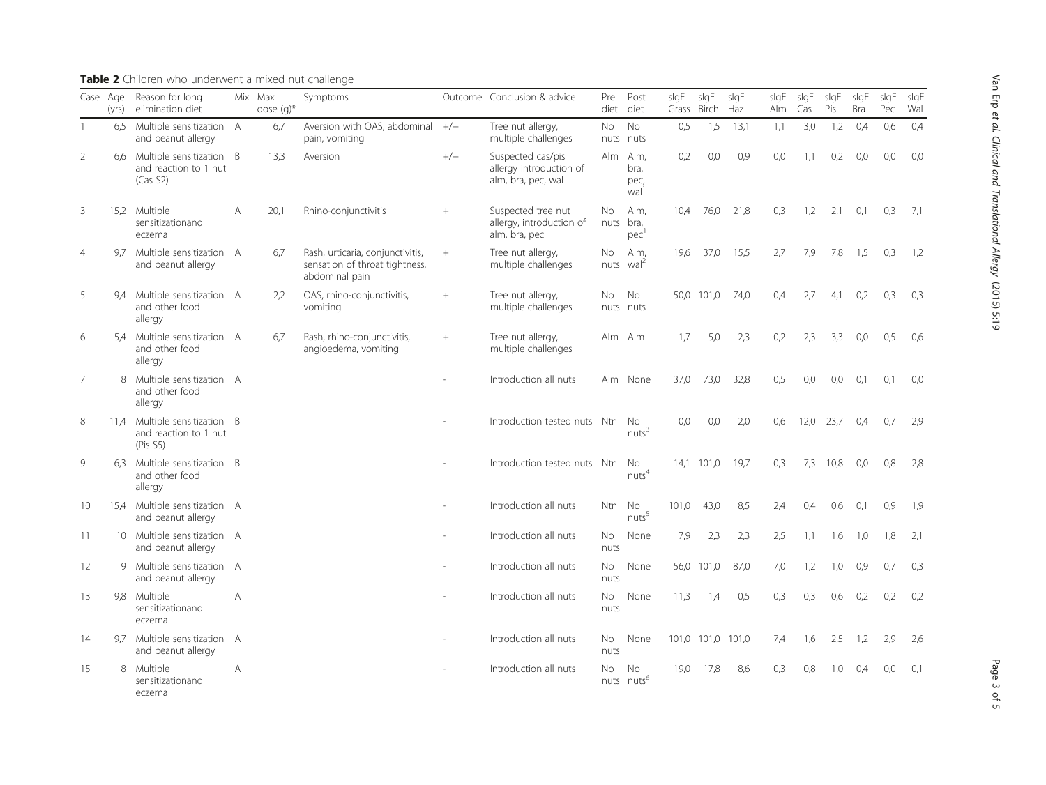**Table 2** Children who underwent a mixed nut challenge

| Case | Age (yrs) | Reason for long elimination diet | Mix | Max dose (g)* | Symptoms | Outcome | Conclusion & advice | Pre diet | Post diet | sIgE Grass | sIgE Birch | sIgE Haz | sIgE Alm | sIgE Cas | sIgE Pis | sIgE Bra | sIgE Pec | sIgE Wal |
|---|---|---|---|---|---|---|---|---|---|---|---|---|---|---|---|---|---|---|
| 1 | 6,5 | Multiple sensitization and peanut allergy | A | 6,7 | Aversion with OAS, abdominal pain, vomiting | +/− | Tree nut allergy, multiple challenges | No nuts | No nuts | 0,5 | 1,5 | 13,1 | 1,1 | 3,0 | 1,2 | 0,4 | 0,6 | 0,4 |
| 2 | 6,6 | Multiple sensitization and reaction to 1 nut (Cas S2) | B | 13,3 | Aversion | +/− | Suspected cas/pis allergy introduction of alm, bra, pec, wal | Alm | Alm, bra, pec, wal[1] | 0,2 | 0,0 | 0,9 | 0,0 | 1,1 | 0,2 | 0,0 | 0,0 | 0,0 |
| 3 | 15,2 | Multiple sensitizationand eczema | A | 20,1 | Rhino-conjunctivitis | + | Suspected tree nut allergy, introduction of alm, bra, pec | No nuts | Alm, bra, pec[1] | 10,4 | 76,0 | 21,8 | 0,3 | 1,2 | 2,1 | 0,1 | 0,3 | 7,1 |
| 4 | 9,7 | Multiple sensitization and peanut allergy | A | 6,7 | Rash, urticaria, conjunctivitis, sensation of throat tightness, abdominal pain | + | Tree nut allergy, multiple challenges | No nuts | Alm, wal[2] | 19,6 | 37,0 | 15,5 | 2,7 | 7,9 | 7,8 | 1,5 | 0,3 | 1,2 |
| 5 | 9,4 | Multiple sensitization and other food allergy | A | 2,2 | OAS, rhino-conjunctivitis, vomiting | + | Tree nut allergy, multiple challenges | No nuts | No nuts | 50,0 | 101,0 | 74,0 | 0,4 | 2,7 | 4,1 | 0,2 | 0,3 | 0,3 |
| 6 | 5,4 | Multiple sensitization and other food allergy | A | 6,7 | Rash, rhino-conjunctivitis, angioedema, vomiting | + | Tree nut allergy, multiple challenges | Alm | Alm | 1,7 | 5,0 | 2,3 | 0,2 | 2,3 | 3,3 | 0,0 | 0,5 | 0,6 |
| 7 | 8 | Multiple sensitization and other food allergy | A | | | - | Introduction all nuts | Alm | None | 37,0 | 73,0 | 32,8 | 0,5 | 0,0 | 0,0 | 0,1 | 0,1 | 0,0 |
| 8 | 11,4 | Multiple sensitization and reaction to 1 nut (Pis S5) | B | | | - | Introduction tested nuts | Ntn | No nuts[3] | 0,0 | 0,0 | 2,0 | 0,6 | 12,0 | 23,7 | 0,4 | 0,7 | 2,9 |
| 9 | 6,3 | Multiple sensitization and other food allergy | B | | | - | Introduction tested nuts | Ntn | No nuts[4] | 14,1 | 101,0 | 19,7 | 0,3 | 7,3 | 10,8 | 0,0 | 0,8 | 2,8 |
| 10 | 15,4 | Multiple sensitization and peanut allergy | A | | | - | Introduction all nuts | Ntn | No nuts[5] | 101,0 | 43,0 | 8,5 | 2,4 | 0,4 | 0,6 | 0,1 | 0,9 | 1,9 |
| 11 | 10 | Multiple sensitization and peanut allergy | A | | | - | Introduction all nuts | No nuts | None | 7,9 | 2,3 | 2,3 | 2,5 | 1,1 | 1,6 | 1,0 | 1,8 | 2,1 |
| 12 | 9 | Multiple sensitization and peanut allergy | A | | | - | Introduction all nuts | No nuts | None | 56,0 | 101,0 | 87,0 | 7,0 | 1,2 | 1,0 | 0,9 | 0,7 | 0,3 |
| 13 | 9,8 | Multiple sensitizationand eczema | A | | | - | Introduction all nuts | No nuts | None | 11,3 | 1,4 | 0,5 | 0,3 | 0,3 | 0,6 | 0,2 | 0,2 | 0,2 |
| 14 | 9,7 | Multiple sensitization and peanut allergy | A | | | - | Introduction all nuts | No nuts | None | 101,0 | 101,0 | 101,0 | 7,4 | 1,6 | 2,5 | 1,2 | 2,9 | 2,6 |
| 15 | 8 | Multiple sensitizationand eczema | A | | | - | Introduction all nuts | No nuts | No nuts[6] | 19,0 | 17,8 | 8,6 | 0,3 | 0,8 | 1,0 | 0,4 | 0,0 | 0,1 |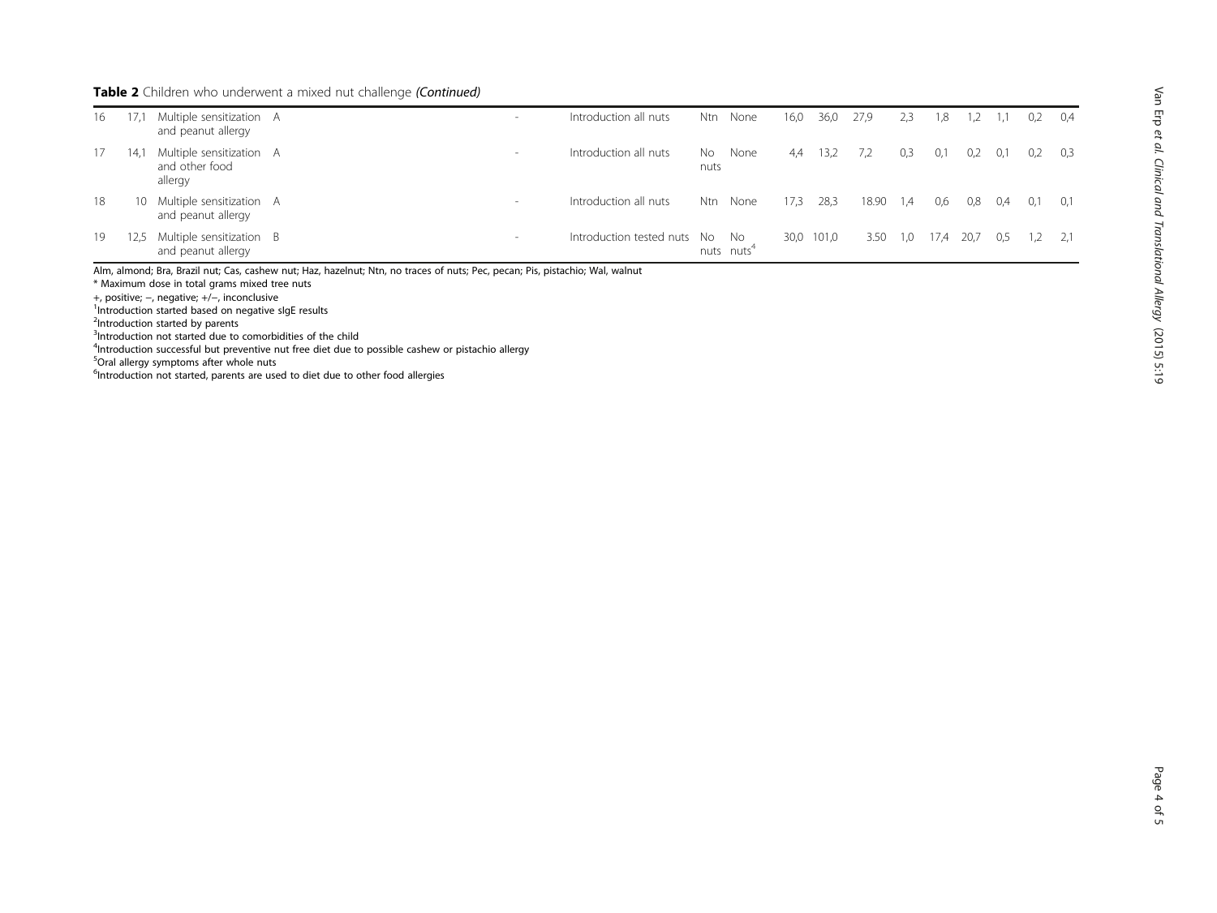**Table 2** Children who underwent a mixed nut challenge *(Continued)*

| | | | | | | | | | | | | | | | | | |
|---|---|---|---|---|---|---|---|---|---|---|---|---|---|---|---|---|---|
| 16 | 17,1 | Multiple sensitization and peanut allergy | A | - | Introduction all nuts | Ntn | None | 16,0 | 36,0 | 27,9 | 2,3 | 1,8 | 1,2 | 1,1 | 0,2 | 0,4 |
| 17 | 14,1 | Multiple sensitization and other food allergy | A | - | Introduction all nuts | No nuts | None | 4,4 | 13,2 | 7,2 | 0,3 | 0,1 | 0,2 | 0,1 | 0,2 | 0,3 |
| 18 | 10 | Multiple sensitization and peanut allergy | A | - | Introduction all nuts | Ntn | None | 17,3 | 28,3 | 18.90 | 1,4 | 0,6 | 0,8 | 0,4 | 0,1 | 0,1 |
| 19 | 12,5 | Multiple sensitization and peanut allergy | B | - | Introduction tested nuts | No nuts | No nuts[4] | 30,0 | 101,0 | 3.50 | 1,0 | 17,4 | 20,7 | 0,5 | 1,2 | 2,1 |

Alm, almond; Bra, Brazil nut; Cas, cashew nut; Haz, hazelnut; Ntn, no traces of nuts; Pec, pecan; Pis, pistachio; Wal, walnut

\* Maximum dose in total grams mixed tree nuts

+, positive; −, negative; +/−, inconclusive

[1]Introduction started based on negative sIgE results

[2]Introduction started by parents

[3]Introduction not started due to comorbidities of the child

[4]Introduction successful but preventive nut free diet due to possible cashew or pistachio allergy

[5]Oral allergy symptoms after whole nuts

[6]Introduction not started, parents are used to diet due to other food allergies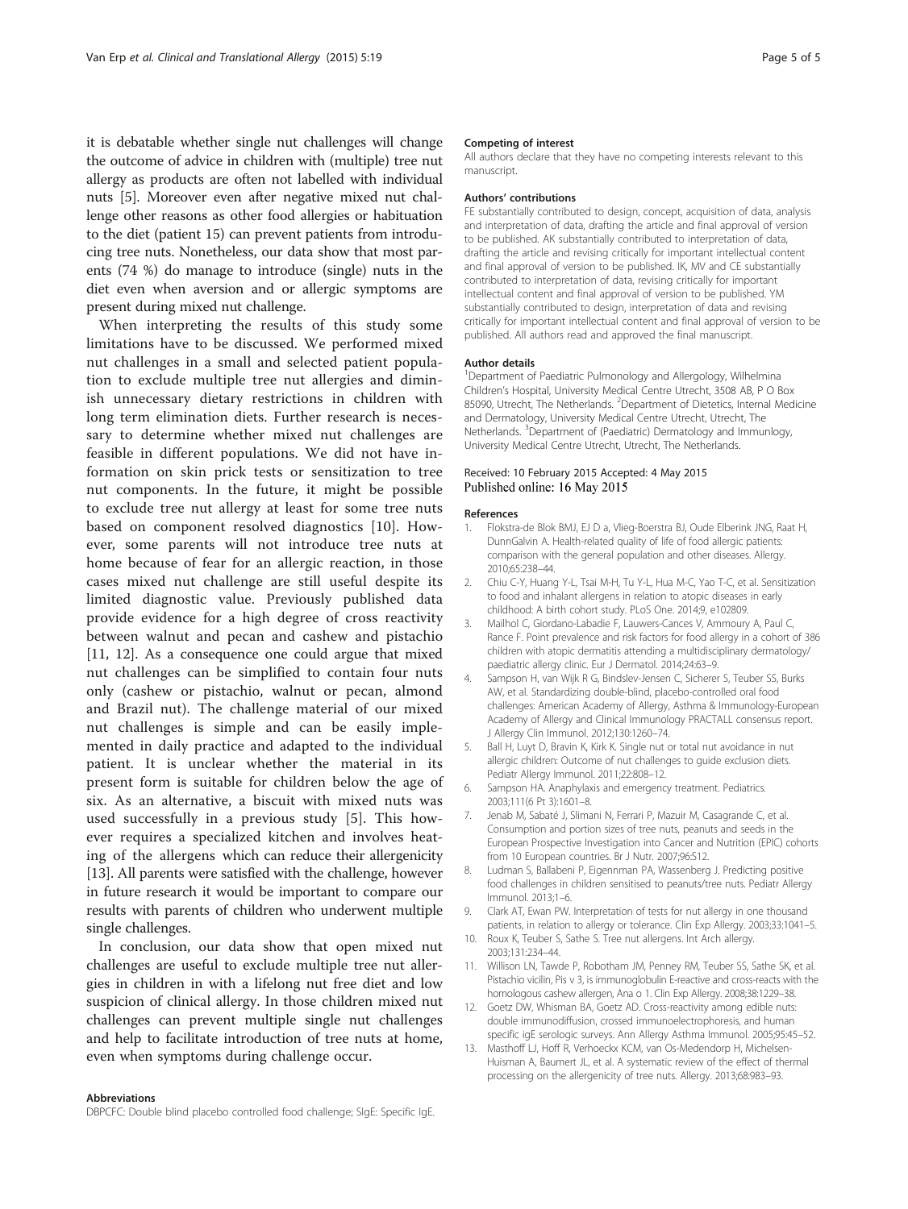it is debatable whether single nut challenges will change the outcome of advice in children with (multiple) tree nut allergy as products are often not labelled with individual nuts [5]. Moreover even after negative mixed nut challenge other reasons as other food allergies or habituation to the diet (patient 15) can prevent patients from introducing tree nuts. Nonetheless, our data show that most parents (74 %) do manage to introduce (single) nuts in the diet even when aversion and or allergic symptoms are present during mixed nut challenge.

When interpreting the results of this study some limitations have to be discussed. We performed mixed nut challenges in a small and selected patient population to exclude multiple tree nut allergies and diminish unnecessary dietary restrictions in children with long term elimination diets. Further research is necessary to determine whether mixed nut challenges are feasible in different populations. We did not have information on skin prick tests or sensitization to tree nut components. In the future, it might be possible to exclude tree nut allergy at least for some tree nuts based on component resolved diagnostics [10]. However, some parents will not introduce tree nuts at home because of fear for an allergic reaction, in those cases mixed nut challenge are still useful despite its limited diagnostic value. Previously published data provide evidence for a high degree of cross reactivity between walnut and pecan and cashew and pistachio [11, 12]. As a consequence one could argue that mixed nut challenges can be simplified to contain four nuts only (cashew or pistachio, walnut or pecan, almond and Brazil nut). The challenge material of our mixed nut challenges is simple and can be easily implemented in daily practice and adapted to the individual patient. It is unclear whether the material in its present form is suitable for children below the age of six. As an alternative, a biscuit with mixed nuts was used successfully in a previous study [5]. This however requires a specialized kitchen and involves heating of the allergens which can reduce their allergenicity [13]. All parents were satisfied with the challenge, however in future research it would be important to compare our results with parents of children who underwent multiple single challenges.

In conclusion, our data show that open mixed nut challenges are useful to exclude multiple tree nut allergies in children in with a lifelong nut free diet and low suspicion of clinical allergy. In those children mixed nut challenges can prevent multiple single nut challenges and help to facilitate introduction of tree nuts at home, even when symptoms during challenge occur.

#### Abbreviations

DBPCFC: Double blind placebo controlled food challenge; SIgE: Specific IgE.

#### Competing of interest

All authors declare that they have no competing interests relevant to this manuscript.

#### Authors' contributions

FE substantially contributed to design, concept, acquisition of data, analysis and interpretation of data, drafting the article and final approval of version to be published. AK substantially contributed to interpretation of data, drafting the article and revising critically for important intellectual content and final approval of version to be published. IK, MV and CE substantially contributed to interpretation of data, revising critically for important intellectual content and final approval of version to be published. YM substantially contributed to design, interpretation of data and revising critically for important intellectual content and final approval of version to be published. All authors read and approved the final manuscript.

#### Author details

[1]Department of Paediatric Pulmonology and Allergology, Wilhelmina Children's Hospital, University Medical Centre Utrecht, 3508 AB, P O Box 85090, Utrecht, The Netherlands. [2]Department of Dietetics, Internal Medicine and Dermatology, University Medical Centre Utrecht, Utrecht, The Netherlands. [3]Department of (Paediatric) Dermatology and Immunlogy, University Medical Centre Utrecht, Utrecht, The Netherlands.

Received: 10 February 2015 Accepted: 4 May 2015
Published online: 16 May 2015

#### References

1. Flokstra-de Blok BMJ, EJ D a, Vlieg-Boerstra BJ, Oude Elberink JNG, Raat H, DunnGalvin A. Health-related quality of life of food allergic patients: comparison with the general population and other diseases. Allergy. 2010;65:238–44.
2. Chiu C-Y, Huang Y-L, Tsai M-H, Tu Y-L, Hua M-C, Yao T-C, et al. Sensitization to food and inhalant allergens in relation to atopic diseases in early childhood: A birth cohort study. PLoS One. 2014;9, e102809.
3. Mailhol C, Giordano-Labadie F, Lauwers-Cances V, Ammoury A, Paul C, Rance F. Point prevalence and risk factors for food allergy in a cohort of 386 children with atopic dermatitis attending a multidisciplinary dermatology/ paediatric allergy clinic. Eur J Dermatol. 2014;24:63–9.
4. Sampson H, van Wijk R G, Bindslev-Jensen C, Sicherer S, Teuber SS, Burks AW, et al. Standardizing double-blind, placebo-controlled oral food challenges: American Academy of Allergy, Asthma & Immunology-European Academy of Allergy and Clinical Immunology PRACTALL consensus report. J Allergy Clin Immunol. 2012;130:1260–74.
5. Ball H, Luyt D, Bravin K, Kirk K. Single nut or total nut avoidance in nut allergic children: Outcome of nut challenges to guide exclusion diets. Pediatr Allergy Immunol. 2011;22:808–12.
6. Sampson HA. Anaphylaxis and emergency treatment. Pediatrics. 2003;111(6 Pt 3):1601–8.
7. Jenab M, Sabaté J, Slimani N, Ferrari P, Mazuir M, Casagrande C, et al. Consumption and portion sizes of tree nuts, peanuts and seeds in the European Prospective Investigation into Cancer and Nutrition (EPIC) cohorts from 10 European countries. Br J Nutr. 2007;96:S12.
8. Ludman S, Ballabeni P, Eigennman PA, Wassenberg J. Predicting positive food challenges in children sensitised to peanuts/tree nuts. Pediatr Allergy Immunol. 2013;1–6.
9. Clark AT, Ewan PW. Interpretation of tests for nut allergy in one thousand patients, in relation to allergy or tolerance. Clin Exp Allergy. 2003;33:1041–5.
10. Roux K, Teuber S, Sathe S. Tree nut allergens. Int Arch allergy. 2003;131:234–44.
11. Willison LN, Tawde P, Robotham JM, Penney RM, Teuber SS, Sathe SK, et al. Pistachio vicilin, Pis v 3, is immunoglobulin E-reactive and cross-reacts with the homologous cashew allergen, Ana o 1. Clin Exp Allergy. 2008;38:1229–38.
12. Goetz DW, Whisman BA, Goetz AD. Cross-reactivity among edible nuts: double immunodiffusion, crossed immunoelectrophoresis, and human specific igE serologic surveys. Ann Allergy Asthma Immunol. 2005;95:45–52.
13. Masthoff LJ, Hoff R, Verhoeckx KCM, van Os-Medendorp H, Michelsen-Huisman A, Baumert JL, et al. A systematic review of the effect of thermal processing on the allergenicity of tree nuts. Allergy. 2013;68:983–93.